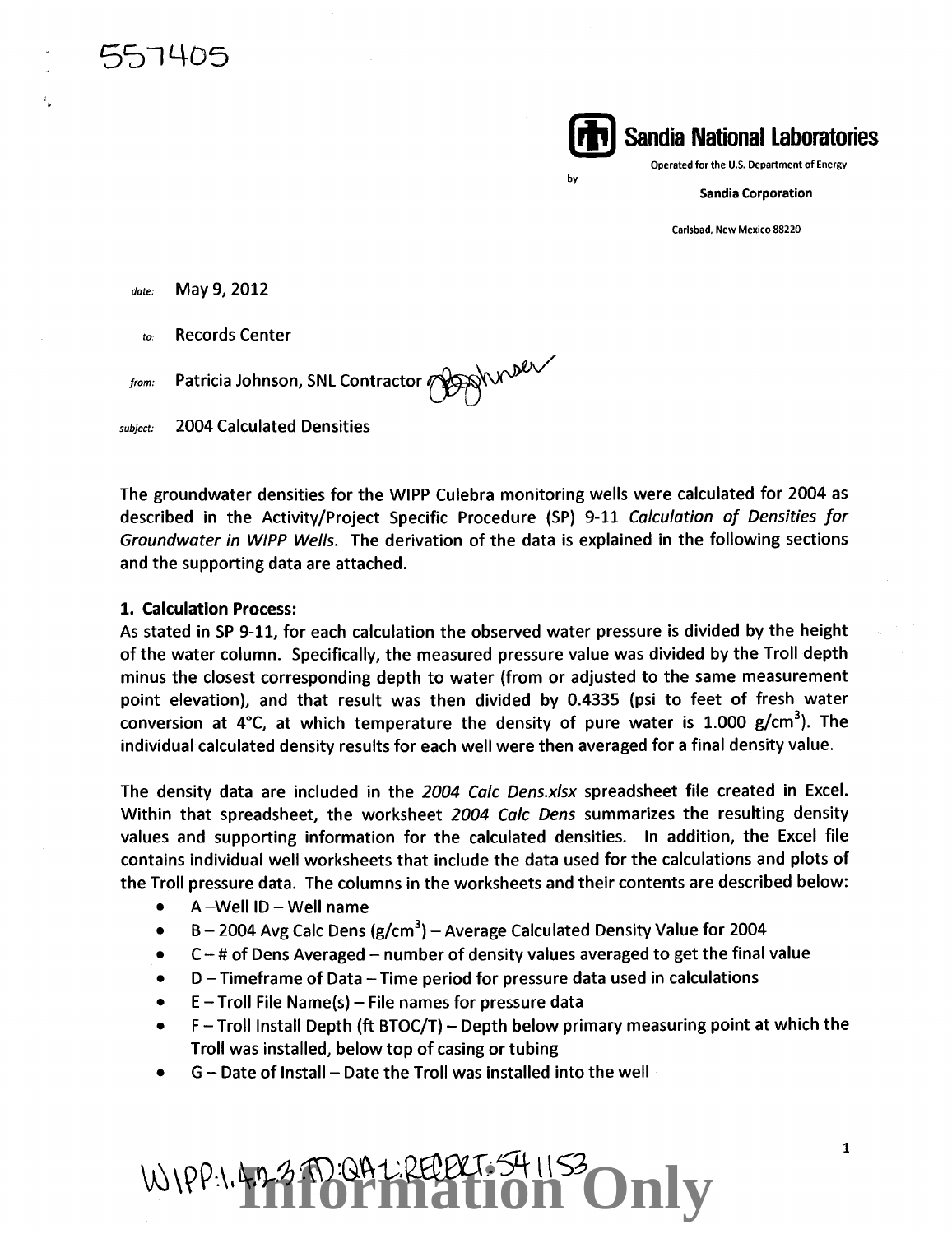557405

**Sandia National Laboratories**

Operated for the U.S. Department of Energy

by

Sandia Corporation

Carlsbad, New Mexico 88220

*date:* May 9, 2012

*to:* Records Center

*from:* Patricia Johnson, SNL Contractor

*subject:* 2004 Calculated Densities

The groundwater densities for the WIPP Culebra monitoring wells were calculated for 2004 as described in the Activity/Project Specific Procedure (SP) 9-11 *Calculation of Densities for Groundwater in WIPP Wells*. The derivation of the data is explained in the following sections and the supporting data are attached.

**1. Calculation Process:**

As stated in SP 9-11, for each calculation the observed water pressure is divided by the height of the water column. Specifically, the measured pressure value was divided by the Troll depth minus the closest corresponding depth to water (from or adjusted to the same measurement point elevation), and that result was then divided by 0.4335 (psi to feet of fresh water conversion at 4°C, at which temperature the density of pure water is 1.000 g/cm$^3$). The individual calculated density results for each well were then averaged for a final density value.

The density data are included in the *2004 Calc Dens.xlsx* spreadsheet file created in Excel. Within that spreadsheet, the worksheet *2004 Calc Dens* summarizes the resulting density values and supporting information for the calculated densities. In addition, the Excel file contains individual well worksheets that include the data used for the calculations and plots of the Troll pressure data. The columns in the worksheets and their contents are described below:

- A –Well ID – Well name
- B – 2004 Avg Calc Dens (g/cm$^3$) – Average Calculated Density Value for 2004
- C – # of Dens Averaged – number of density values averaged to get the final value
- D – Timeframe of Data – Time period for pressure data used in calculations
- E – Troll File Name(s) – File names for pressure data
- F – Troll Install Depth (ft BTOC/T) – Depth below primary measuring point at which the Troll was installed, below top of casing or tubing
- G – Date of Install – Date the Troll was installed into the well

WIPP:1.4.2.3:TD:QA-L:RECERT:541153

Information Only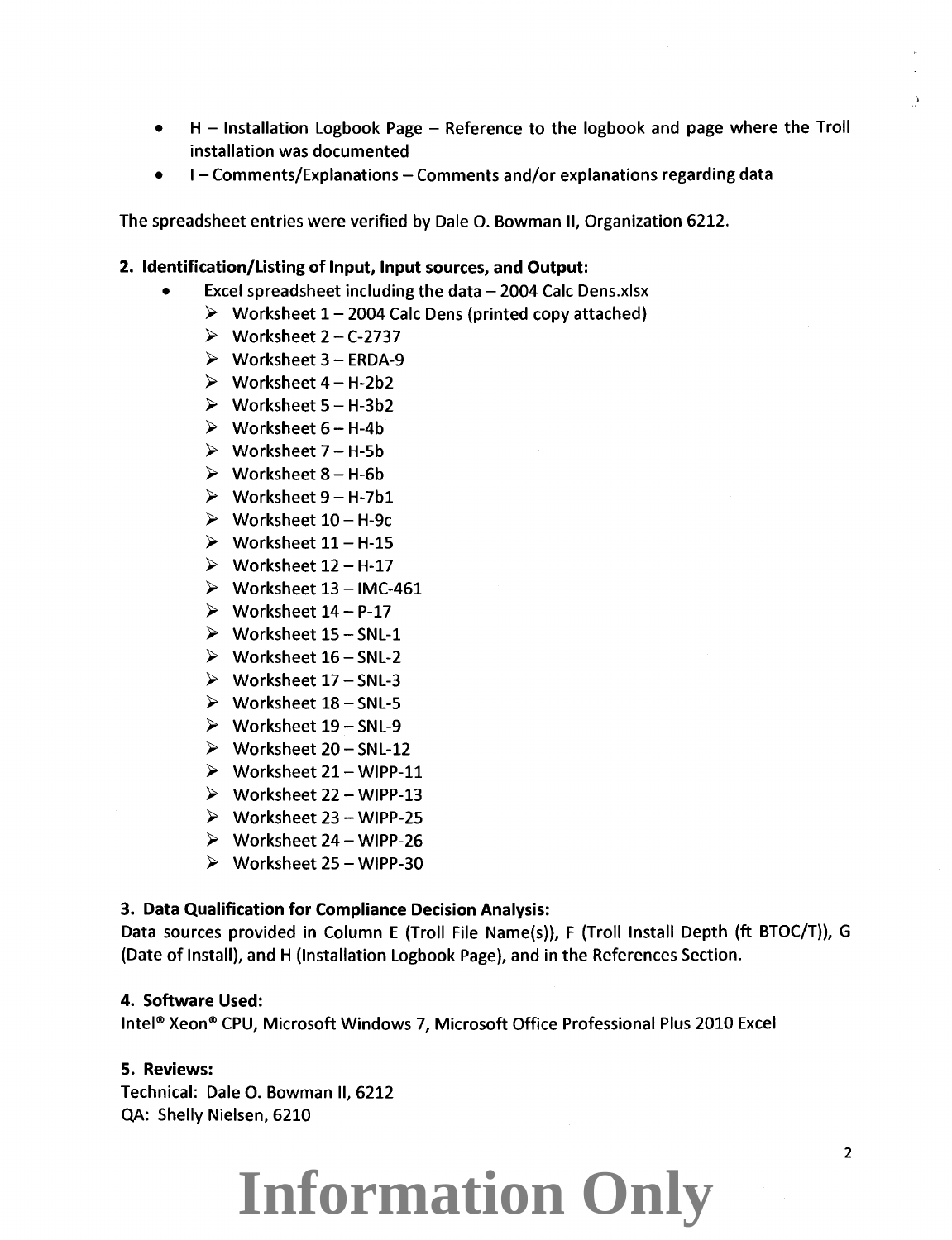- H – Installation Logbook Page – Reference to the logbook and page where the Troll installation was documented
- I – Comments/Explanations – Comments and/or explanations regarding data

The spreadsheet entries were verified by Dale O. Bowman II, Organization 6212.

**2. Identification/Listing of Input, Input sources, and Output:**

- Excel spreadsheet including the data – 2004 Calc Dens.xlsx
  - Worksheet 1 – 2004 Calc Dens (printed copy attached)
  - Worksheet 2 – C-2737
  - Worksheet 3 – ERDA-9
  - Worksheet 4 – H-2b2
  - Worksheet 5 – H-3b2
  - Worksheet 6 – H-4b
  - Worksheet 7 – H-5b
  - Worksheet 8 – H-6b
  - Worksheet 9 – H-7b1
  - Worksheet 10 – H-9c
  - Worksheet 11 – H-15
  - Worksheet 12 – H-17
  - Worksheet 13 – IMC-461
  - Worksheet 14 – P-17
  - Worksheet 15 – SNL-1
  - Worksheet 16 – SNL-2
  - Worksheet 17 – SNL-3
  - Worksheet 18 – SNL-5
  - Worksheet 19 – SNL-9
  - Worksheet 20 – SNL-12
  - Worksheet 21 – WIPP-11
  - Worksheet 22 – WIPP-13
  - Worksheet 23 – WIPP-25
  - Worksheet 24 – WIPP-26
  - Worksheet 25 – WIPP-30

**3. Data Qualification for Compliance Decision Analysis:**

Data sources provided in Column E (Troll File Name(s)), F (Troll Install Depth (ft BTOC/T)), G (Date of Install), and H (Installation Logbook Page), and in the References Section.

**4. Software Used:**

Intel® Xeon® CPU, Microsoft Windows 7, Microsoft Office Professional Plus 2010 Excel

**5. Reviews:**

Technical: Dale O. Bowman II, 6212
QA: Shelly Nielsen, 6210

**Information Only**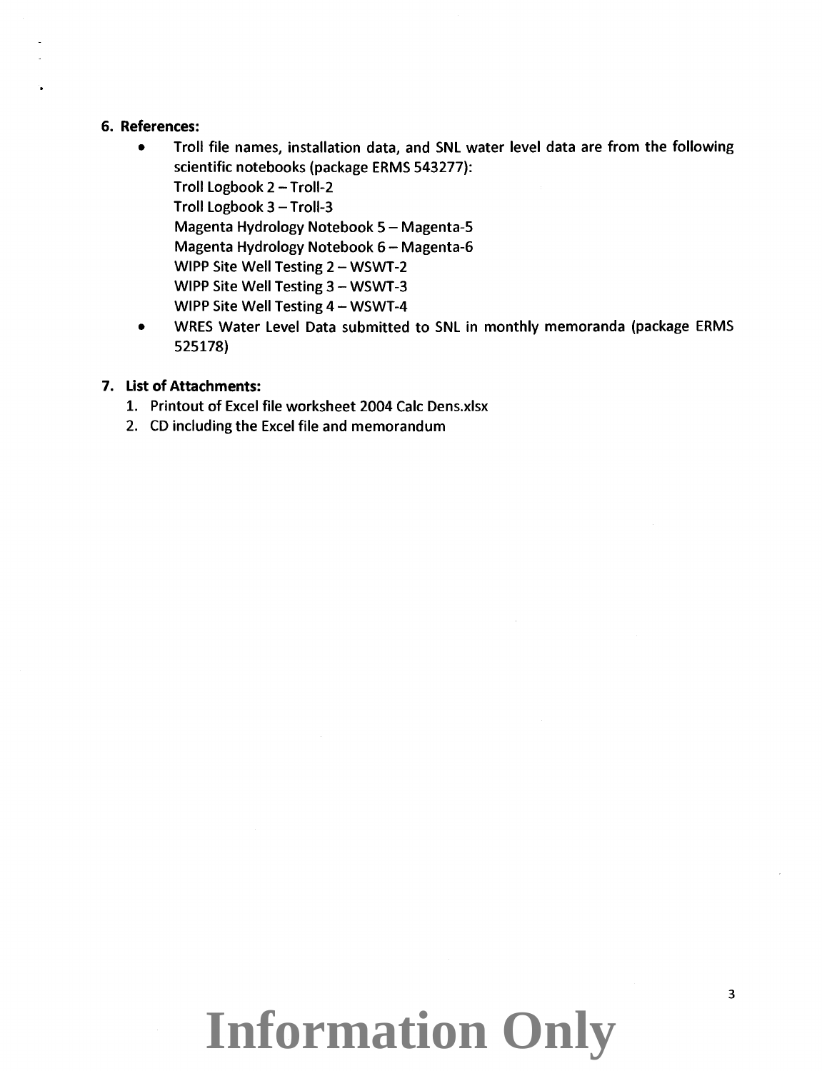**6. References:**

- Troll file names, installation data, and SNL water level data are from the following scientific notebooks (package ERMS 543277):
  Troll Logbook 2 – Troll-2
  Troll Logbook 3 – Troll-3
  Magenta Hydrology Notebook 5 – Magenta-5
  Magenta Hydrology Notebook 6 – Magenta-6
  WIPP Site Well Testing 2 – WSWT-2
  WIPP Site Well Testing 3 – WSWT-3
  WIPP Site Well Testing 4 – WSWT-4
- WRES Water Level Data submitted to SNL in monthly memoranda (package ERMS 525178)

**7. List of Attachments:**

1. Printout of Excel file worksheet 2004 Calc Dens.xlsx
2. CD including the Excel file and memorandum

**Information Only**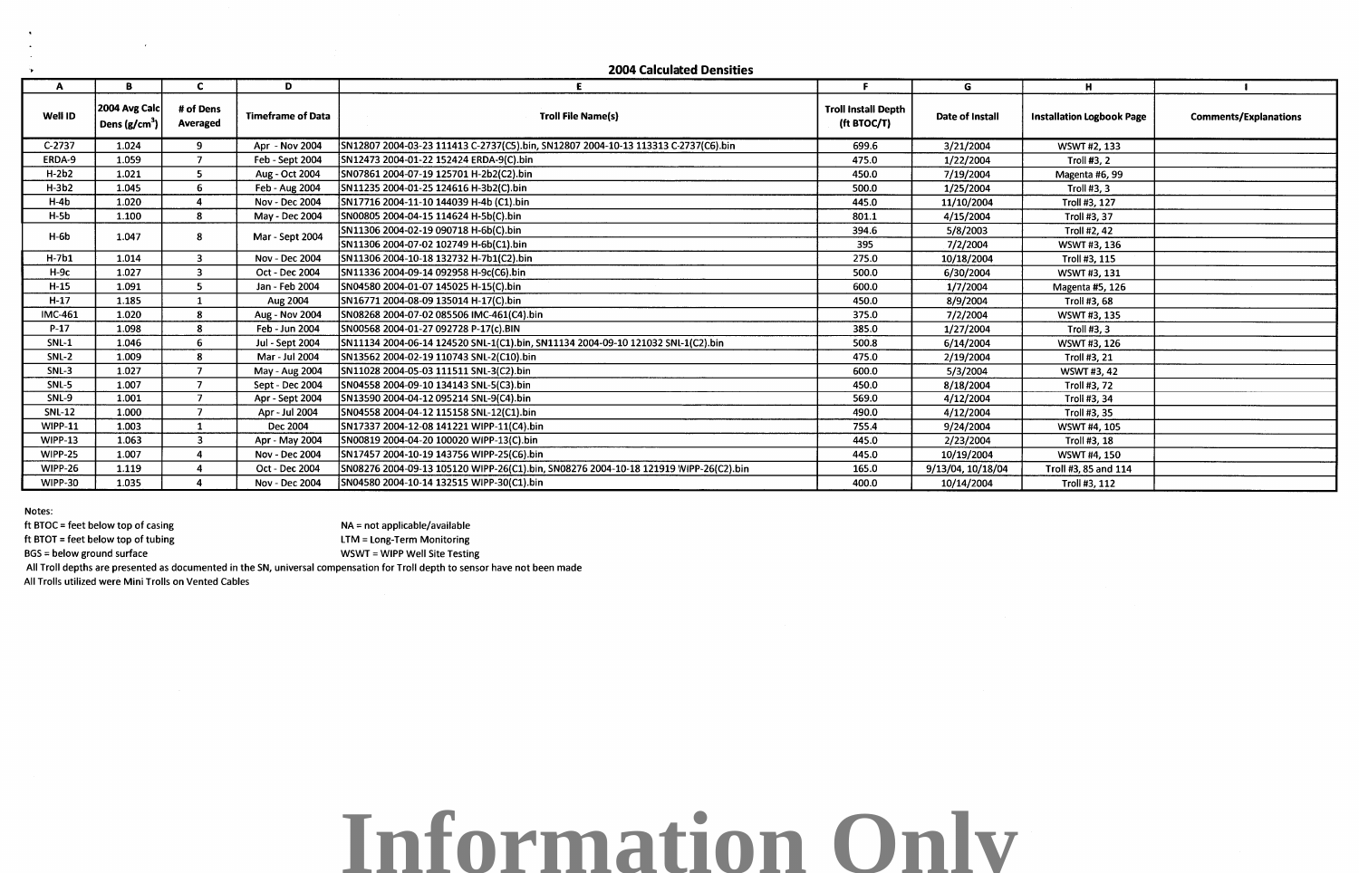## 2004 Calculated Densities

| A | B | C | D | E | F | G | H | I |
|---|---|---|---|---|---|---|---|---|
| Well ID | 2004 Avg Calc Dens (g/cm$^3$) | # of Dens Averaged | Timeframe of Data | Troll File Name(s) | Troll Install Depth (ft BTOC/T) | Date of Install | Installation Logbook Page | Comments/Explanations |
| C-2737 | 1.024 | 9 | Apr - Nov 2004 | SN12807 2004-03-23 111413 C-2737(C5).bin, SN12807 2004-10-13 113313 C-2737(C6).bin | 699.6 | 3/21/2004 | WSWT #2, 133 | |
| ERDA-9 | 1.059 | 7 | Feb - Sept 2004 | SN12473 2004-01-22 152424 ERDA-9(C).bin | 475.0 | 1/22/2004 | Troll #3, 2 | |
| H-2b2 | 1.021 | 5 | Aug - Oct 2004 | SN07861 2004-07-19 125701 H-2b2(C2).bin | 450.0 | 7/19/2004 | Magenta #6, 99 | |
| H-3b2 | 1.045 | 6 | Feb - Aug 2004 | SN11235 2004-01-25 124616 H-3b2(C).bin | 500.0 | 1/25/2004 | Troll #3, 3 | |
| H-4b | 1.020 | 4 | Nov - Dec 2004 | SN17716 2004-11-10 144039 H-4b (C1).bin | 445.0 | 11/10/2004 | Troll #3, 127 | |
| H-5b | 1.100 | 8 | May - Dec 2004 | SN00805 2004-04-15 114624 H-5b(C).bin | 801.1 | 4/15/2004 | Troll #3, 37 | |
| H-6b | 1.047 | 8 | Mar - Sept 2004 | SN11306 2004-02-19 090718 H-6b(C).bin | 394.6 | 5/8/2003 | Troll #2, 42 | |
| | | | | SN11306 2004-07-02 102749 H-6b(C1).bin | 395 | 7/2/2004 | WSWT #3, 136 | |
| H-7b1 | 1.014 | 3 | Nov - Dec 2004 | SN11306 2004-10-18 132732 H-7b1(C2).bin | 275.0 | 10/18/2004 | Troll #3, 115 | |
| H-9c | 1.027 | 3 | Oct - Dec 2004 | SN11336 2004-09-14 092958 H-9c(C6).bin | 500.0 | 6/30/2004 | WSWT #3, 131 | |
| H-15 | 1.091 | 5 | Jan - Feb 2004 | SN04580 2004-01-07 145025 H-15(C).bin | 600.0 | 1/7/2004 | Magenta #5, 126 | |
| H-17 | 1.185 | 1 | Aug 2004 | SN16771 2004-08-09 135014 H-17(C).bin | 450.0 | 8/9/2004 | Troll #3, 68 | |
| IMC-461 | 1.020 | 8 | Aug - Nov 2004 | SN08268 2004-07-02 085506 IMC-461(C4).bin | 375.0 | 7/2/2004 | WSWT #3, 135 | |
| P-17 | 1.098 | 8 | Feb - Jun 2004 | SN00568 2004-01-27 092728 P-17(c).BIN | 385.0 | 1/27/2004 | Troll #3, 3 | |
| SNL-1 | 1.046 | 6 | Jul - Sept 2004 | SN11134 2004-06-14 124520 SNL-1(C1).bin, SN11134 2004-09-10 121032 SNL-1(C2).bin | 500.8 | 6/14/2004 | WSWT #3, 126 | |
| SNL-2 | 1.009 | 8 | Mar - Jul 2004 | SN13562 2004-02-19 110743 SNL-2(C10).bin | 475.0 | 2/19/2004 | Troll #3, 21 | |
| SNL-3 | 1.027 | 7 | May - Aug 2004 | SN11028 2004-05-03 111511 SNL-3(C2).bin | 600.0 | 5/3/2004 | WSWT #3, 42 | |
| SNL-5 | 1.007 | 7 | Sept - Dec 2004 | SN04558 2004-09-10 134143 SNL-5(C3).bin | 450.0 | 8/18/2004 | Troll #3, 72 | |
| SNL-9 | 1.001 | 7 | Apr - Sept 2004 | SN13590 2004-04-12 095214 SNL-9(C4).bin | 569.0 | 4/12/2004 | Troll #3, 34 | |
| SNL-12 | 1.000 | 7 | Apr - Jul 2004 | SN04558 2004-04-12 115158 SNL-12(C1).bin | 490.0 | 4/12/2004 | Troll #3, 35 | |
| WIPP-11 | 1.003 | 1 | Dec 2004 | SN17337 2004-12-08 141221 WIPP-11(C4).bin | 755.4 | 9/24/2004 | WSWT #4, 105 | |
| WIPP-13 | 1.063 | 3 | Apr - May 2004 | SN00819 2004-04-20 100020 WIPP-13(C).bin | 445.0 | 2/23/2004 | Troll #3, 18 | |
| WIPP-25 | 1.007 | 4 | Nov - Dec 2004 | SN17457 2004-10-19 143756 WIPP-25(C6).bin | 445.0 | 10/19/2004 | WSWT #4, 150 | |
| WIPP-26 | 1.119 | 4 | Oct - Dec 2004 | SN08276 2004-09-13 105120 WIPP-26(C1).bin, SN08276 2004-10-18 121919 WIPP-26(C2).bin | 165.0 | 9/13/04, 10/18/04 | Troll #3, 85 and 114 | |
| WIPP-30 | 1.035 | 4 | Nov - Dec 2004 | SN04580 2004-10-14 132515 WIPP-30(C1).bin | 400.0 | 10/14/2004 | Troll #3, 112 | |

Notes:

ft BTOC = feet below top of casing

ft BTOT = feet below top of tubing

BGS = below ground surface

NA = not applicable/available

LTM = Long-Term Monitoring

WSWT = WIPP Well Site Testing

All Troll depths are presented as documented in the SN, universal compensation for Troll depth to sensor have not been made

All Trolls utilized were Mini Trolls on Vented Cables

Information Only